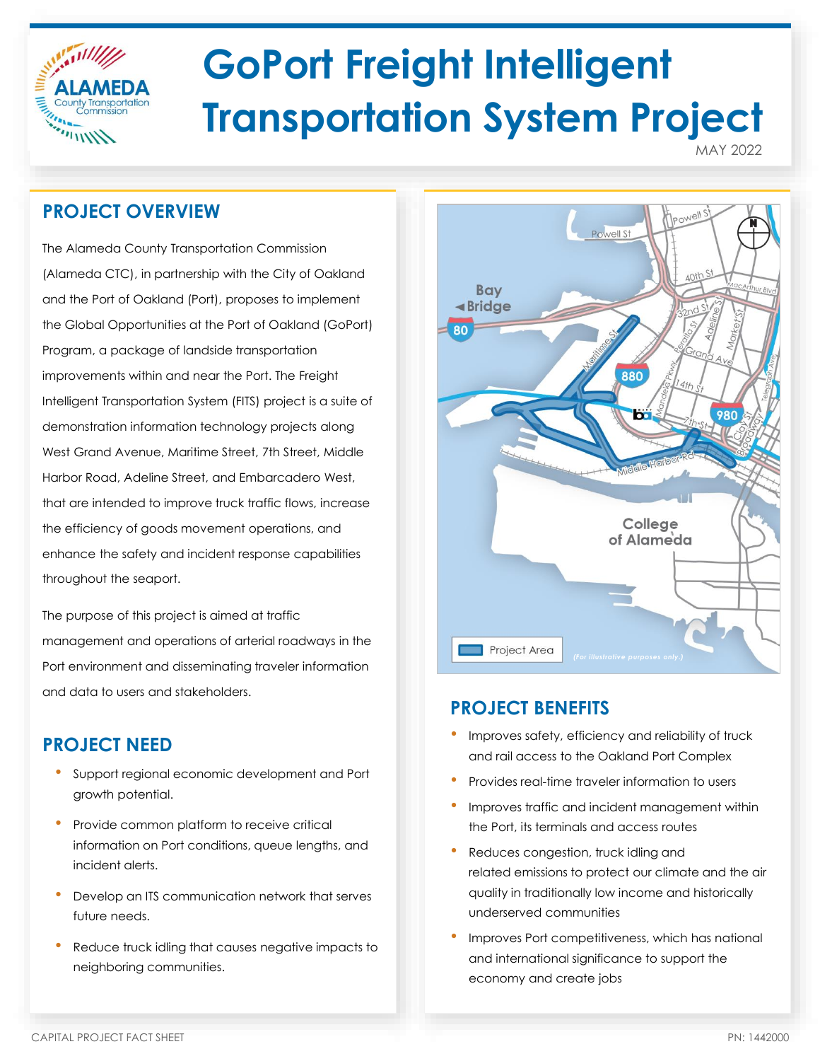# GoPort Freight Intelligent Transportation System Project

MAY 2022

## PROJECT OVERVIEW

The Alameda County Transportation Commission (Alameda CTC), in partnership with the City of Oakland and the Port of Oakland (Port), proposes to implement the Global Opportunities at the Port of Oakland (GoPort) Program, a package of landside transportation improvements within and near the Port. The Freight Intelligent Transportation System (FITS) project is a suite of demonstration information technology projects along West Grand Avenue, Maritime Street, 7th Street, Middle Harbor Road, Adeline Street, and Embarcadero West, that are intended to improve truck traffic flows, increase the efficiency of goods movement operations, and enhance the safety and incident response capabilities throughout the seaport.

The purpose of this project is aimed at traffic management and operations of arterial roadways in the Port environment and disseminating traveler information and data to users and stakeholders.

## PROJECT NEED

- Support regional economic development and Port growth potential.
- Provide common platform to receive critical information on Port conditions, queue lengths, and incident alerts.
- Develop an ITS communication network that serves future needs.
- Reduce truck idling that causes negative impacts to neighboring communities.

Project Area *(For illustrative purposes only.)*

## PROJECT BENEFITS

- Improves safety, efficiency and reliability of truck and rail access to the Oakland Port Complex
- Provides real-time traveler information to users
- Improves traffic and incident management within the Port, its terminals and access routes
- Reduces congestion, truck idling and related emissions to protect our climate and the air quality in traditionally low income and historically underserved communities
- Improves Port competitiveness, which has national and international significance to support the economy and create jobs

CAPITAL PROJECT FACT SHEET

PN: 1442000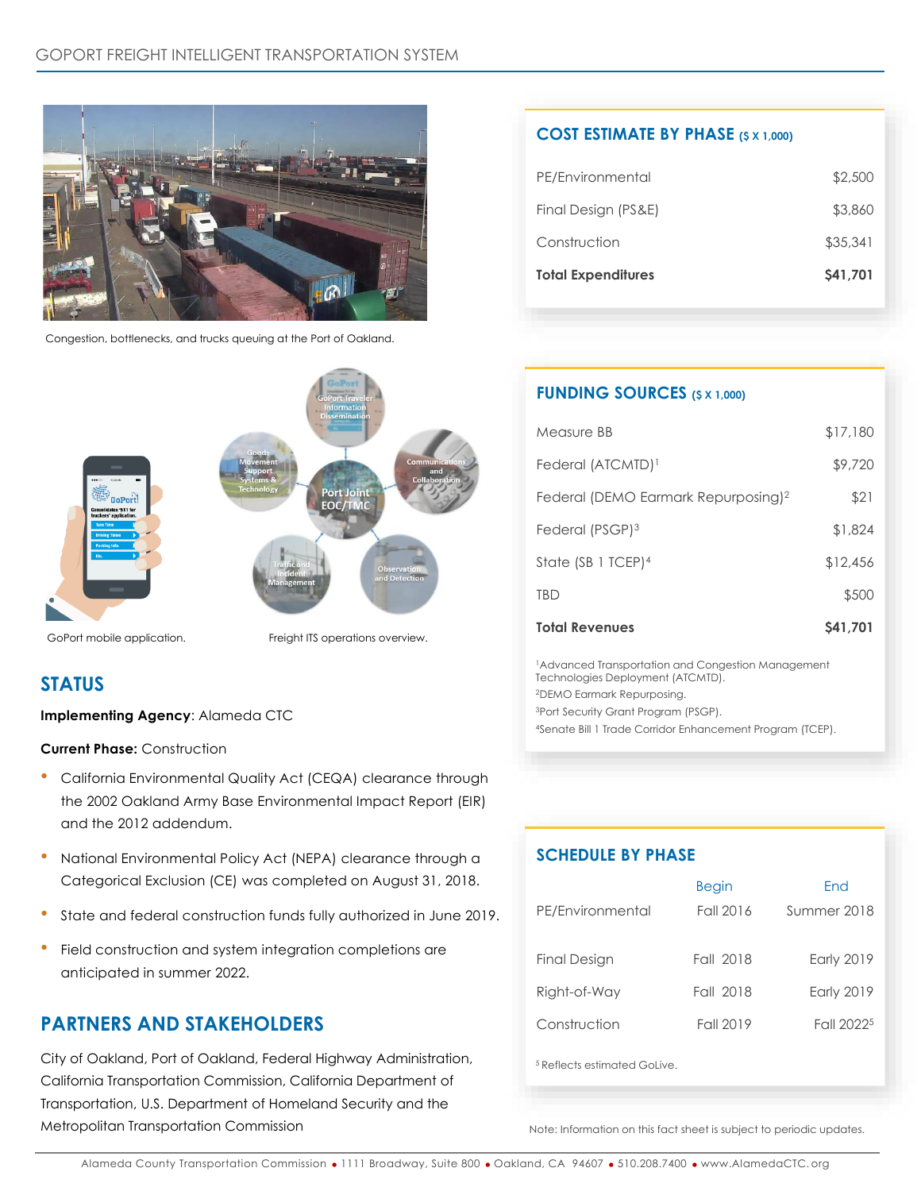Congestion, bottlenecks, and trucks queuing at the Port of Oakland.

GoPort mobile application.

Freight ITS operations overview.

## STATUS

**Implementing Agency**: Alameda CTC

**Current Phase:** Construction

- California Environmental Quality Act (CEQA) clearance through the 2002 Oakland Army Base Environmental Impact Report (EIR) and the 2012 addendum.
- National Environmental Policy Act (NEPA) clearance through a Categorical Exclusion (CE) was completed on August 31, 2018.
- State and federal construction funds fully authorized in June 2019.
- Field construction and system integration completions are anticipated in summer 2022.

## PARTNERS AND STAKEHOLDERS

City of Oakland, Port of Oakland, Federal Highway Administration, California Transportation Commission, California Department of Transportation, U.S. Department of Homeland Security and the Metropolitan Transportation Commission

## COST ESTIMATE BY PHASE ($ x 1,000)

| | |
|---|---|
| PE/Environmental | $2,500 |
| Final Design (PS&E) | $3,860 |
| Construction | $35,341 |
| **Total Expenditures** | **$41,701** |

## FUNDING SOURCES ($ x 1,000)

| | |
|---|---|
| Measure BB | $17,180 |
| Federal (ATCMTD)[1] | $9,720 |
| Federal (DEMO Earmark Repurposing)[2] | $21 |
| Federal (PSGP)[3] | $1,824 |
| State (SB 1 TCEP)[4] | $12,456 |
| TBD | $500 |
| **Total Revenues** | **$41,701** |

[1]Advanced Transportation and Congestion Management Technologies Deployment (ATCMTD).
[2]DEMO Earmark Repurposing.
[3]Port Security Grant Program (PSGP).
[4]Senate Bill 1 Trade Corridor Enhancement Program (TCEP).

## SCHEDULE BY PHASE

| | Begin | End |
|---|---|---|
| PE/Environmental | Fall 2016 | Summer 2018 |
| Final Design | Fall 2018 | Early 2019 |
| Right-of-Way | Fall 2018 | Early 2019 |
| Construction | Fall 2019 | Fall 2022[5] |

[5] Reflects estimated GoLive.

Note: Information on this fact sheet is subject to periodic updates.